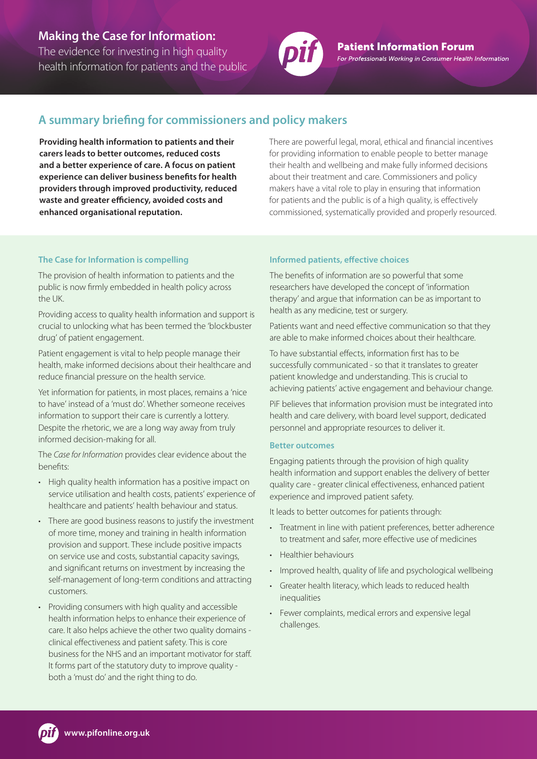# Making the Case for Information:

The evidence for investing in high quality health information for patients and the public

**Patient Information Forum**

*For Professionals Working in Consumer Health Information*

## A summary briefing for commissioners and policy makers

**Providing health information to patients and their carers leads to better outcomes, reduced costs and a better experience of care. A focus on patient experience can deliver business benefits for health providers through improved productivity, reduced waste and greater efficiency, avoided costs and enhanced organisational reputation.**

There are powerful legal, moral, ethical and financial incentives for providing information to enable people to better manage their health and wellbeing and make fully informed decisions about their treatment and care. Commissioners and policy makers have a vital role to play in ensuring that information for patients and the public is of a high quality, is effectively commissioned, systematically provided and properly resourced.

### The Case for Information is compelling

The provision of health information to patients and the public is now firmly embedded in health policy across the UK.

Providing access to quality health information and support is crucial to unlocking what has been termed the 'blockbuster drug' of patient engagement.

Patient engagement is vital to help people manage their health, make informed decisions about their healthcare and reduce financial pressure on the health service.

Yet information for patients, in most places, remains a 'nice to have' instead of a 'must do'. Whether someone receives information to support their care is currently a lottery. Despite the rhetoric, we are a long way away from truly informed decision-making for all.

The *Case for Information* provides clear evidence about the benefits:

- High quality health information has a positive impact on service utilisation and health costs, patients' experience of healthcare and patients' health behaviour and status.
- There are good business reasons to justify the investment of more time, money and training in health information provision and support. These include positive impacts on service use and costs, substantial capacity savings, and significant returns on investment by increasing the self-management of long-term conditions and attracting customers.
- Providing consumers with high quality and accessible health information helps to enhance their experience of care. It also helps achieve the other two quality domains - clinical effectiveness and patient safety. This is core business for the NHS and an important motivator for staff. It forms part of the statutory duty to improve quality - both a 'must do' and the right thing to do.

### Informed patients, effective choices

The benefits of information are so powerful that some researchers have developed the concept of 'information therapy' and argue that information can be as important to health as any medicine, test or surgery.

Patients want and need effective communication so that they are able to make informed choices about their healthcare.

To have substantial effects, information first has to be successfully communicated - so that it translates to greater patient knowledge and understanding. This is crucial to achieving patients' active engagement and behaviour change.

PiF believes that information provision must be integrated into health and care delivery, with board level support, dedicated personnel and appropriate resources to deliver it.

### Better outcomes

Engaging patients through the provision of high quality health information and support enables the delivery of better quality care - greater clinical effectiveness, enhanced patient experience and improved patient safety.

It leads to better outcomes for patients through:

- Treatment in line with patient preferences, better adherence to treatment and safer, more effective use of medicines
- Healthier behaviours
- Improved health, quality of life and psychological wellbeing
- Greater health literacy, which leads to reduced health inequalities
- Fewer complaints, medical errors and expensive legal challenges.

www.pifonline.org.uk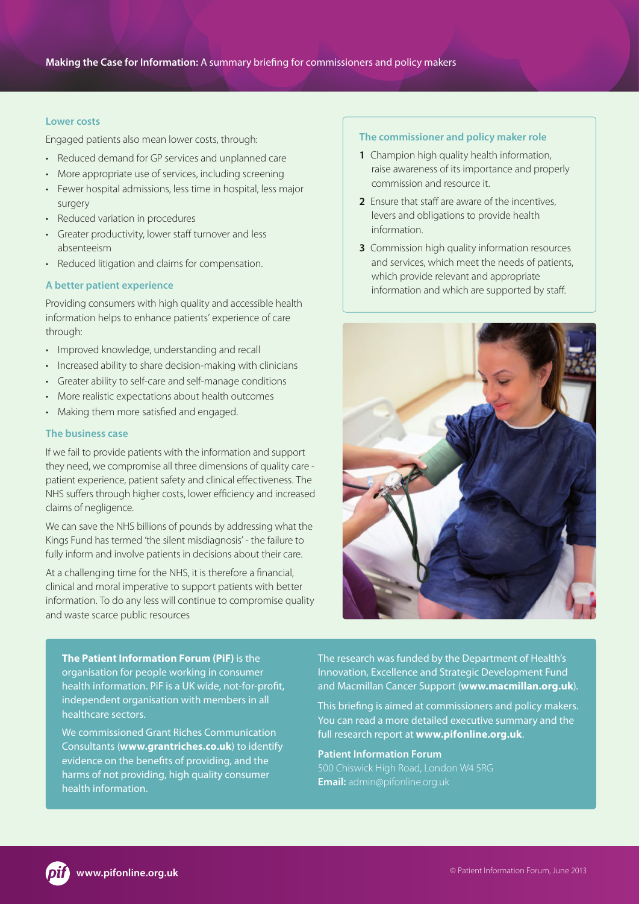## Lower costs

Engaged patients also mean lower costs, through:

- Reduced demand for GP services and unplanned care
- More appropriate use of services, including screening
- Fewer hospital admissions, less time in hospital, less major surgery
- Reduced variation in procedures
- Greater productivity, lower staff turnover and less absenteeism
- Reduced litigation and claims for compensation.

## A better patient experience

Providing consumers with high quality and accessible health information helps to enhance patients' experience of care through:

- Improved knowledge, understanding and recall
- Increased ability to share decision-making with clinicians
- Greater ability to self-care and self-manage conditions
- More realistic expectations about health outcomes
- Making them more satisfied and engaged.

## The business case

If we fail to provide patients with the information and support they need, we compromise all three dimensions of quality care - patient experience, patient safety and clinical effectiveness. The NHS suffers through higher costs, lower efficiency and increased claims of negligence.

We can save the NHS billions of pounds by addressing what the Kings Fund has termed 'the silent misdiagnosis' - the failure to fully inform and involve patients in decisions about their care.

At a challenging time for the NHS, it is therefore a financial, clinical and moral imperative to support patients with better information. To do any less will continue to compromise quality and waste scarce public resources

## The commissioner and policy maker role

1. Champion high quality health information, raise awareness of its importance and properly commission and resource it.
2. Ensure that staff are aware of the incentives, levers and obligations to provide health information.
3. Commission high quality information resources and services, which meet the needs of patients, which provide relevant and appropriate information and which are supported by staff.

**The Patient Information Forum (PiF)** is the organisation for people working in consumer health information. PiF is a UK wide, not-for-profit, independent organisation with members in all healthcare sectors.

We commissioned Grant Riches Communication Consultants (**www.grantriches.co.uk**) to identify evidence on the benefits of providing, and the harms of not providing, high quality consumer health information.

The research was funded by the Department of Health's Innovation, Excellence and Strategic Development Fund and Macmillan Cancer Support (**www.macmillan.org.uk**).

This briefing is aimed at commissioners and policy makers. You can read a more detailed executive summary and the full research report at **www.pifonline.org.uk**.

**Patient Information Forum**
500 Chiswick High Road, London W4 5RG
**Email:** admin@pifonline.org.uk

**www.pifonline.org.uk**

© Patient Information Forum, June 2013